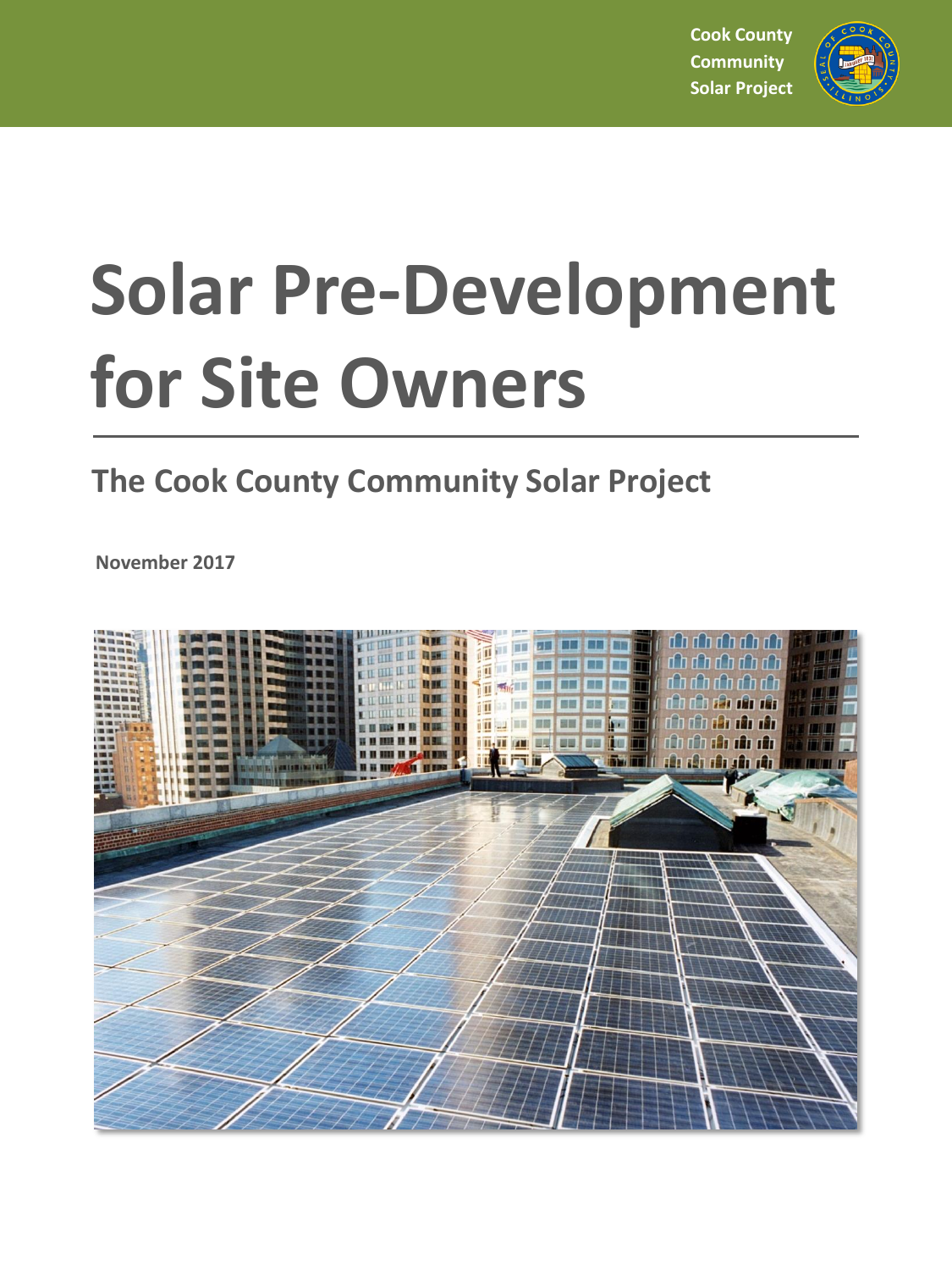Cook County Community Solar Project

# Solar Pre-Development for Site Owners

## The Cook County Community Solar Project

**November 2017**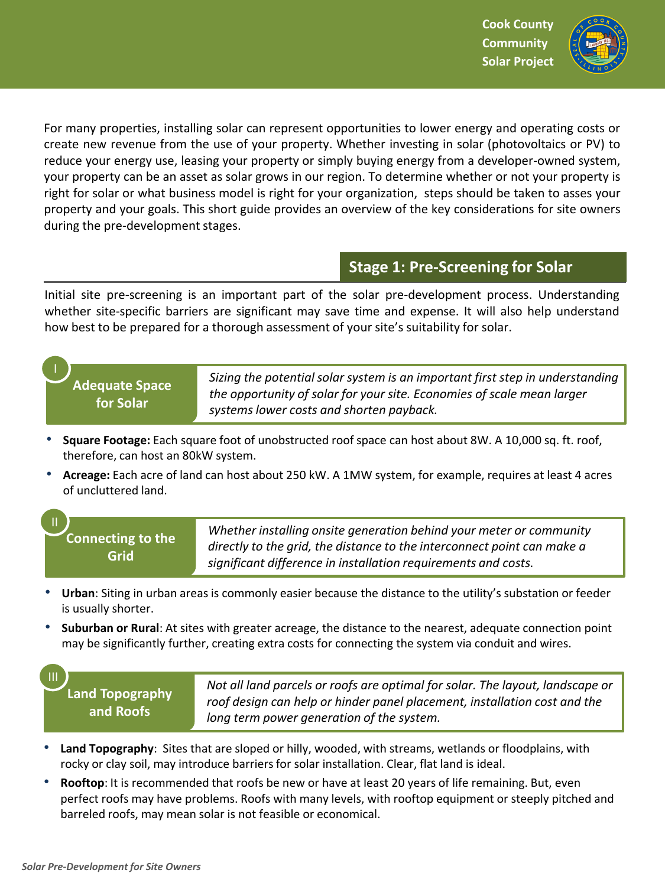For many properties, installing solar can represent opportunities to lower energy and operating costs or create new revenue from the use of your property. Whether investing in solar (photovoltaics or PV) to reduce your energy use, leasing your property or simply buying energy from a developer-owned system, your property can be an asset as solar grows in our region. To determine whether or not your property is right for solar or what business model is right for your organization, steps should be taken to asses your property and your goals. This short guide provides an overview of the key considerations for site owners during the pre-development stages.

## Stage 1: Pre-Screening for Solar

Initial site pre-screening is an important part of the solar pre-development process. Understanding whether site-specific barriers are significant may save time and expense. It will also help understand how best to be prepared for a thorough assessment of your site's suitability for solar.

### I. Adequate Space for Solar

*Sizing the potential solar system is an important first step in understanding the opportunity of solar for your site. Economies of scale mean larger systems lower costs and shorten payback.*

- **Square Footage:** Each square foot of unobstructed roof space can host about 8W. A 10,000 sq. ft. roof, therefore, can host an 80kW system.
- **Acreage:** Each acre of land can host about 250 kW. A 1MW system, for example, requires at least 4 acres of uncluttered land.

### II. Connecting to the Grid

*Whether installing onsite generation behind your meter or community directly to the grid, the distance to the interconnect point can make a significant difference in installation requirements and costs.*

- **Urban**: Siting in urban areas is commonly easier because the distance to the utility's substation or feeder is usually shorter.
- **Suburban or Rural**: At sites with greater acreage, the distance to the nearest, adequate connection point may be significantly further, creating extra costs for connecting the system via conduit and wires.

### III. Land Topography and Roofs

*Not all land parcels or roofs are optimal for solar. The layout, landscape or roof design can help or hinder panel placement, installation cost and the long term power generation of the system.*

- **Land Topography**: Sites that are sloped or hilly, wooded, with streams, wetlands or floodplains, with rocky or clay soil, may introduce barriers for solar installation. Clear, flat land is ideal.
- **Rooftop**: It is recommended that roofs be new or have at least 20 years of life remaining. But, even perfect roofs may have problems. Roofs with many levels, with rooftop equipment or steeply pitched and barreled roofs, may mean solar is not feasible or economical.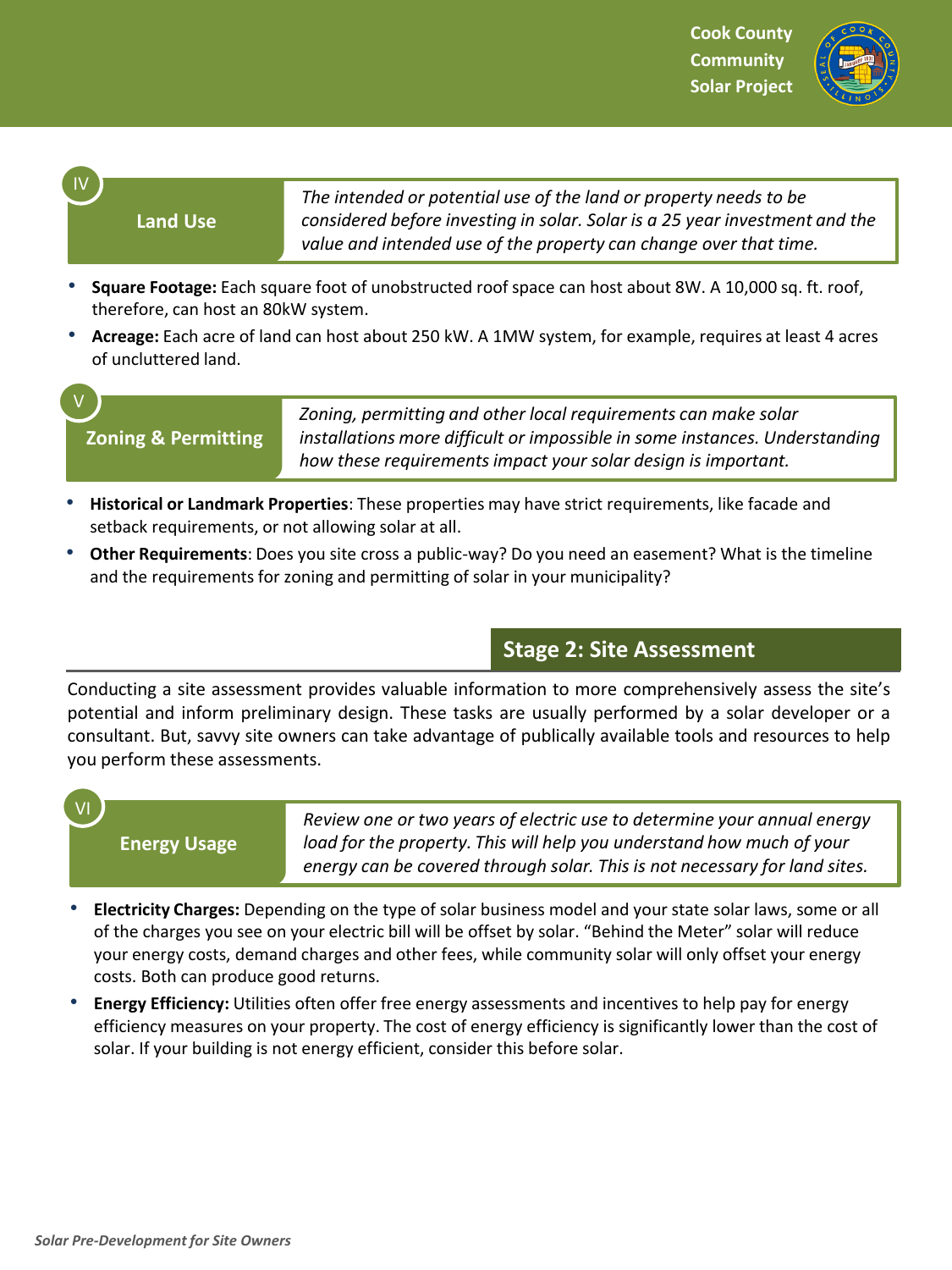### IV Land Use

*The intended or potential use of the land or property needs to be considered before investing in solar. Solar is a 25 year investment and the value and intended use of the property can change over that time.*

- **Square Footage:** Each square foot of unobstructed roof space can host about 8W. A 10,000 sq. ft. roof, therefore, can host an 80kW system.
- **Acreage:** Each acre of land can host about 250 kW. A 1MW system, for example, requires at least 4 acres of uncluttered land.

### V Zoning & Permitting

*Zoning, permitting and other local requirements can make solar installations more difficult or impossible in some instances. Understanding how these requirements impact your solar design is important.*

- **Historical or Landmark Properties**: These properties may have strict requirements, like facade and setback requirements, or not allowing solar at all.
- **Other Requirements**: Does you site cross a public-way? Do you need an easement? What is the timeline and the requirements for zoning and permitting of solar in your municipality?

## Stage 2: Site Assessment

Conducting a site assessment provides valuable information to more comprehensively assess the site's potential and inform preliminary design. These tasks are usually performed by a solar developer or a consultant. But, savvy site owners can take advantage of publically available tools and resources to help you perform these assessments.

### VI Energy Usage

*Review one or two years of electric use to determine your annual energy load for the property. This will help you understand how much of your energy can be covered through solar. This is not necessary for land sites.*

- **Electricity Charges:** Depending on the type of solar business model and your state solar laws, some or all of the charges you see on your electric bill will be offset by solar. "Behind the Meter" solar will reduce your energy costs, demand charges and other fees, while community solar will only offset your energy costs. Both can produce good returns.
- **Energy Efficiency:** Utilities often offer free energy assessments and incentives to help pay for energy efficiency measures on your property. The cost of energy efficiency is significantly lower than the cost of solar. If your building is not energy efficient, consider this before solar.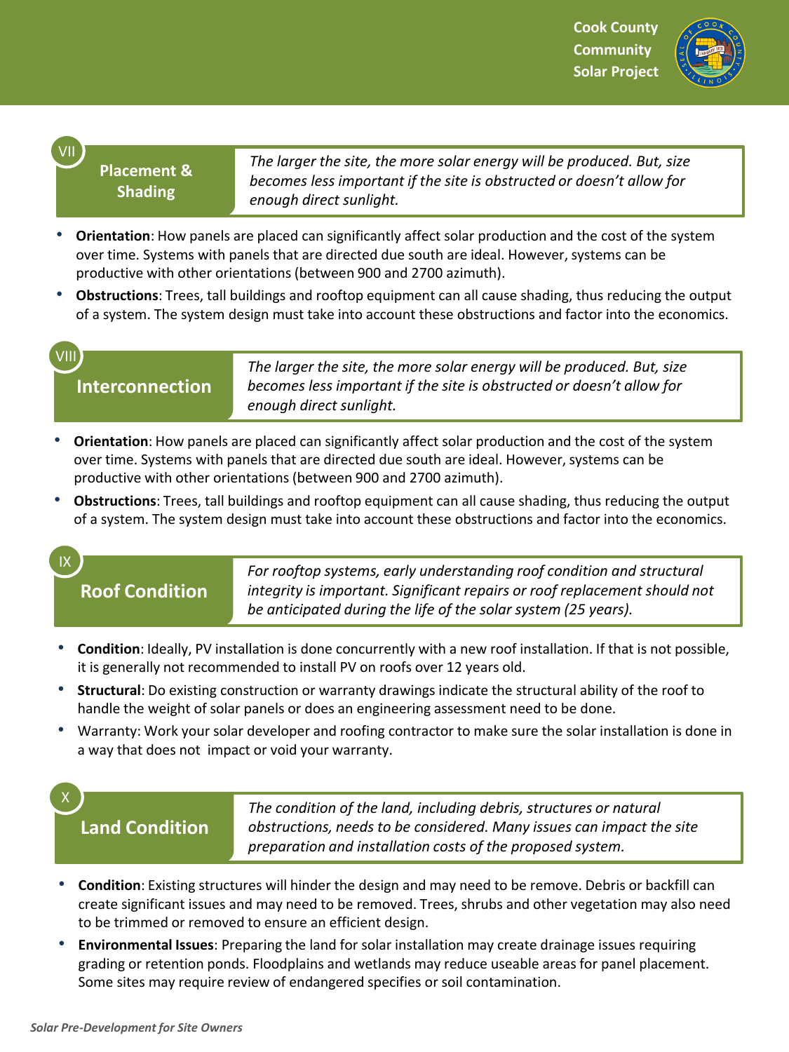## VII Placement & Shading

*The larger the site, the more solar energy will be produced. But, size becomes less important if the site is obstructed or doesn't allow for enough direct sunlight.*

- **Orientation**: How panels are placed can significantly affect solar production and the cost of the system over time. Systems with panels that are directed due south are ideal. However, systems can be productive with other orientations (between 900 and 2700 azimuth).
- **Obstructions**: Trees, tall buildings and rooftop equipment can all cause shading, thus reducing the output of a system. The system design must take into account these obstructions and factor into the economics.

## VIII Interconnection

*The larger the site, the more solar energy will be produced. But, size becomes less important if the site is obstructed or doesn't allow for enough direct sunlight.*

- **Orientation**: How panels are placed can significantly affect solar production and the cost of the system over time. Systems with panels that are directed due south are ideal. However, systems can be productive with other orientations (between 900 and 2700 azimuth).
- **Obstructions**: Trees, tall buildings and rooftop equipment can all cause shading, thus reducing the output of a system. The system design must take into account these obstructions and factor into the economics.

## IX Roof Condition

*For rooftop systems, early understanding roof condition and structural integrity is important. Significant repairs or roof replacement should not be anticipated during the life of the solar system (25 years).*

- **Condition**: Ideally, PV installation is done concurrently with a new roof installation. If that is not possible, it is generally not recommended to install PV on roofs over 12 years old.
- **Structural**: Do existing construction or warranty drawings indicate the structural ability of the roof to handle the weight of solar panels or does an engineering assessment need to be done.
- Warranty: Work your solar developer and roofing contractor to make sure the solar installation is done in a way that does not impact or void your warranty.

## X Land Condition

*The condition of the land, including debris, structures or natural obstructions, needs to be considered. Many issues can impact the site preparation and installation costs of the proposed system.*

- **Condition**: Existing structures will hinder the design and may need to be remove. Debris or backfill can create significant issues and may need to be removed. Trees, shrubs and other vegetation may also need to be trimmed or removed to ensure an efficient design.
- **Environmental Issues**: Preparing the land for solar installation may create drainage issues requiring grading or retention ponds. Floodplains and wetlands may reduce useable areas for panel placement. Some sites may require review of endangered specifies or soil contamination.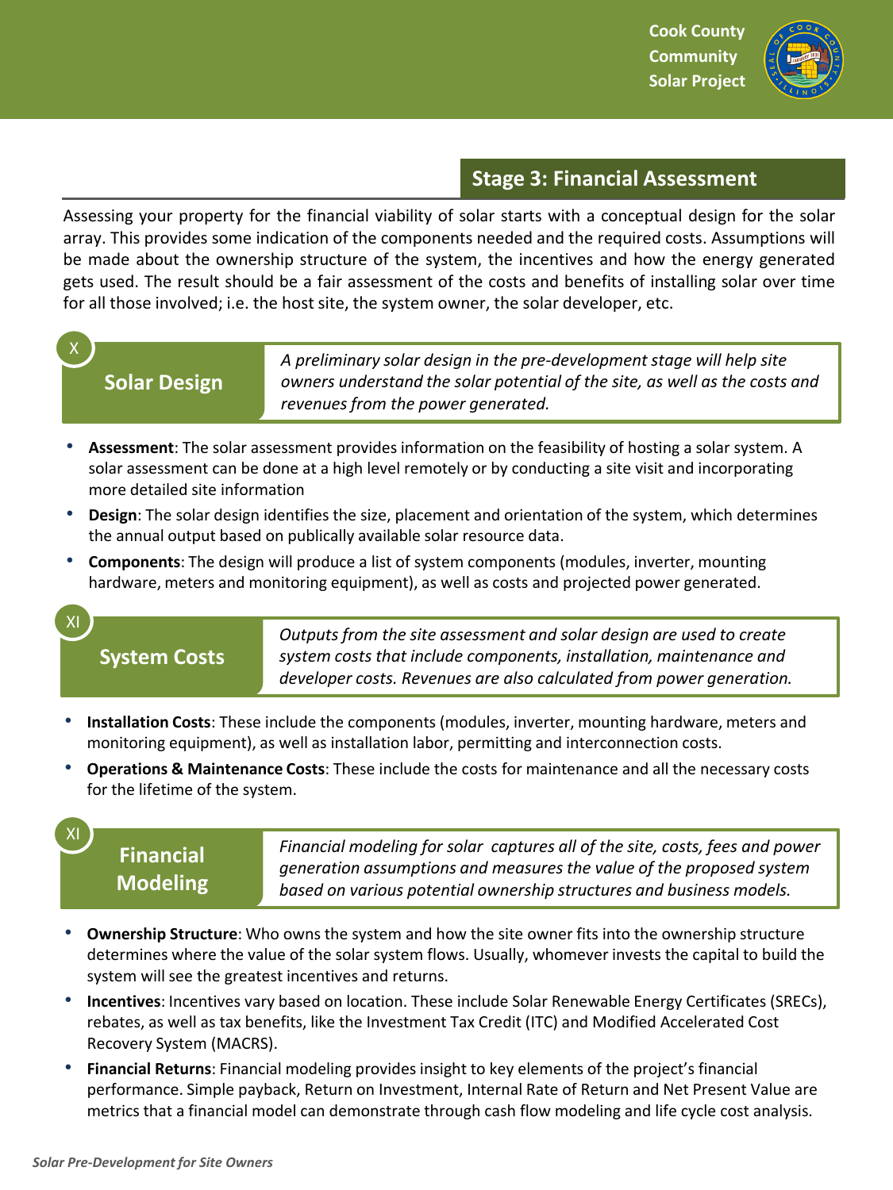## Stage 3: Financial Assessment

Assessing your property for the financial viability of solar starts with a conceptual design for the solar array. This provides some indication of the components needed and the required costs. Assumptions will be made about the ownership structure of the system, the incentives and how the energy generated gets used. The result should be a fair assessment of the costs and benefits of installing solar over time for all those involved; i.e. the host site, the system owner, the solar developer, etc.

### X Solar Design

*A preliminary solar design in the pre-development stage will help site owners understand the solar potential of the site, as well as the costs and revenues from the power generated.*

- **Assessment**: The solar assessment provides information on the feasibility of hosting a solar system. A solar assessment can be done at a high level remotely or by conducting a site visit and incorporating more detailed site information
- **Design**: The solar design identifies the size, placement and orientation of the system, which determines the annual output based on publically available solar resource data.
- **Components**: The design will produce a list of system components (modules, inverter, mounting hardware, meters and monitoring equipment), as well as costs and projected power generated.

### XI System Costs

*Outputs from the site assessment and solar design are used to create system costs that include components, installation, maintenance and developer costs. Revenues are also calculated from power generation.*

- **Installation Costs**: These include the components (modules, inverter, mounting hardware, meters and monitoring equipment), as well as installation labor, permitting and interconnection costs.
- **Operations & Maintenance Costs**: These include the costs for maintenance and all the necessary costs for the lifetime of the system.

### XI Financial Modeling

*Financial modeling for solar captures all of the site, costs, fees and power generation assumptions and measures the value of the proposed system based on various potential ownership structures and business models.*

- **Ownership Structure**: Who owns the system and how the site owner fits into the ownership structure determines where the value of the solar system flows. Usually, whomever invests the capital to build the system will see the greatest incentives and returns.
- **Incentives**: Incentives vary based on location. These include Solar Renewable Energy Certificates (SRECs), rebates, as well as tax benefits, like the Investment Tax Credit (ITC) and Modified Accelerated Cost Recovery System (MACRS).
- **Financial Returns**: Financial modeling provides insight to key elements of the project's financial performance. Simple payback, Return on Investment, Internal Rate of Return and Net Present Value are metrics that a financial model can demonstrate through cash flow modeling and life cycle cost analysis.